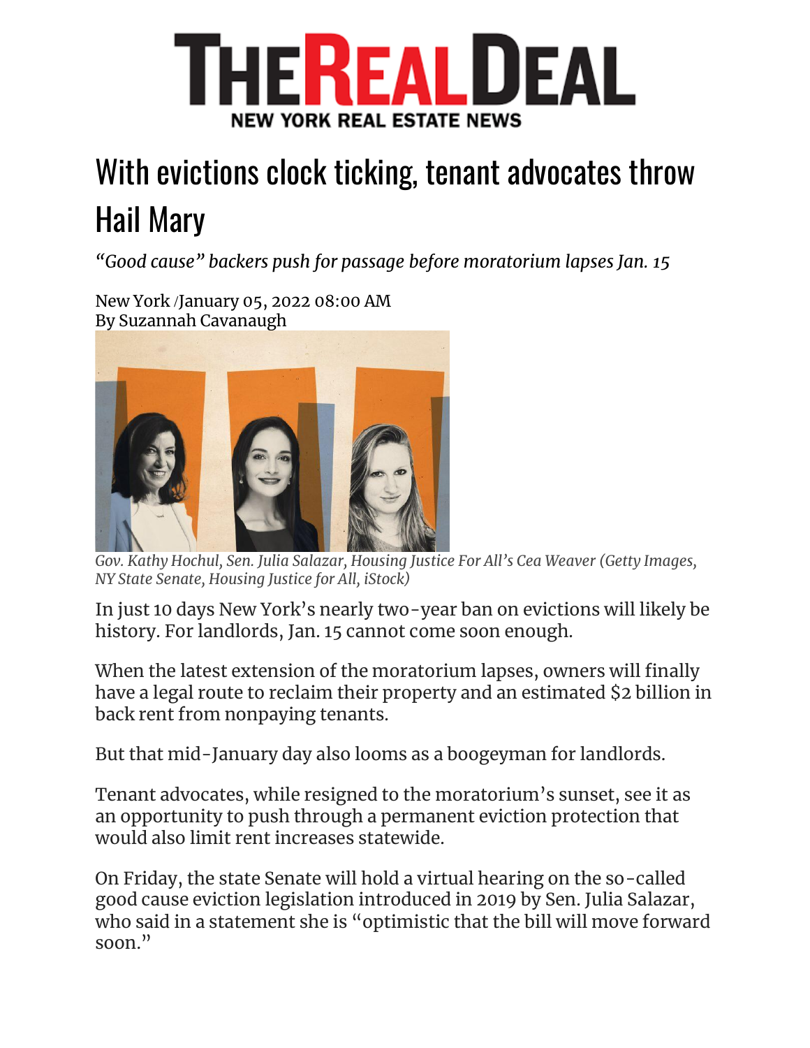# THE REAL DEAL

**NEW YORK REAL ESTATE NEWS**

# With evictions clock ticking, tenant advocates throw Hail Mary

*"Good cause" backers push for passage before moratorium lapses Jan. 15*

New York /January 05, 2022 08:00 AM
By Suzannah Cavanaugh

*Gov. Kathy Hochul, Sen. Julia Salazar, Housing Justice For All's Cea Weaver (Getty Images, NY State Senate, Housing Justice for All, iStock)*

In just 10 days New York's nearly two-year ban on evictions will likely be history. For landlords, Jan. 15 cannot come soon enough.

When the latest extension of the moratorium lapses, owners will finally have a legal route to reclaim their property and an estimated $2 billion in back rent from nonpaying tenants.

But that mid-January day also looms as a boogeyman for landlords.

Tenant advocates, while resigned to the moratorium's sunset, see it as an opportunity to push through a permanent eviction protection that would also limit rent increases statewide.

On Friday, the state Senate will hold a virtual hearing on the so-called good cause eviction legislation introduced in 2019 by Sen. Julia Salazar, who said in a statement she is "optimistic that the bill will move forward soon."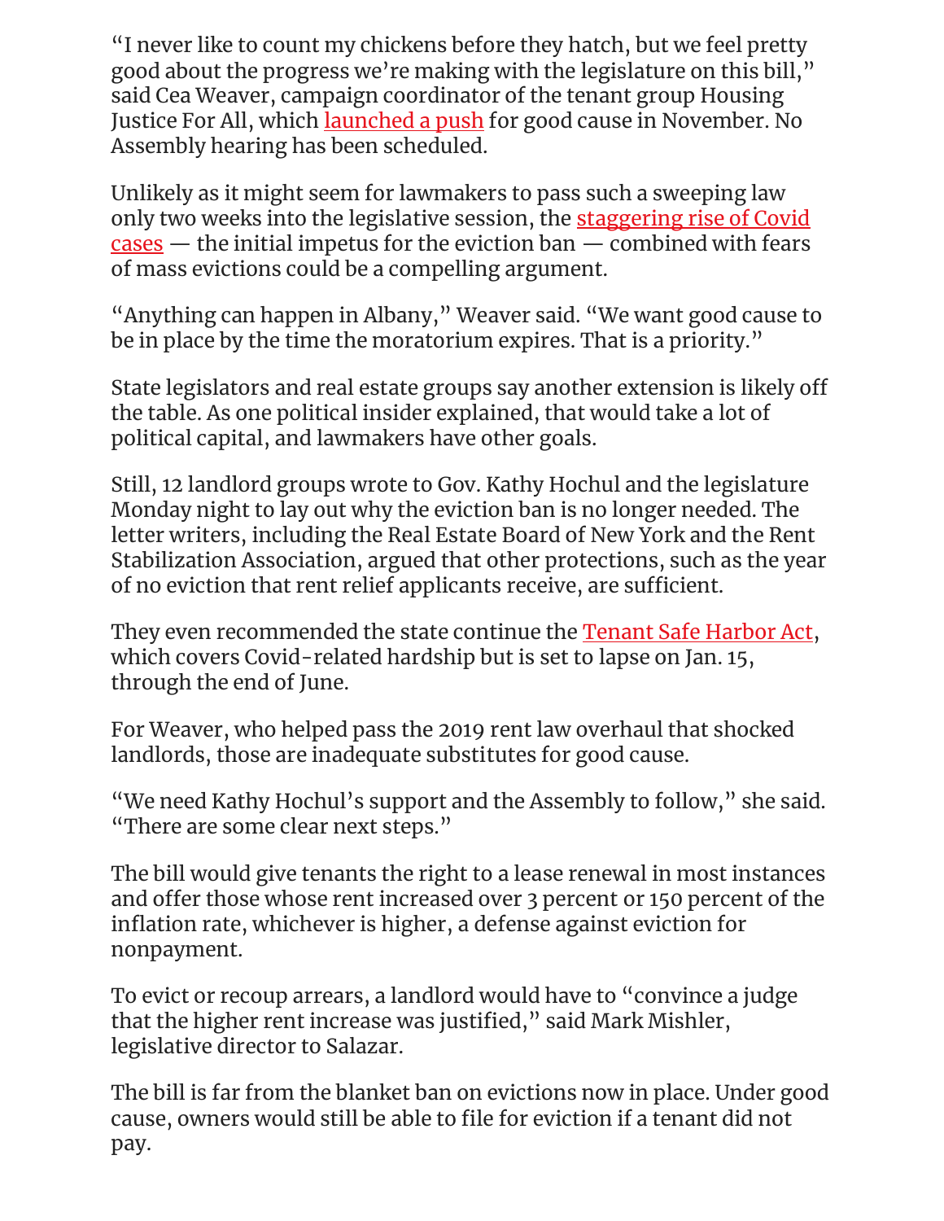"I never like to count my chickens before they hatch, but we feel pretty good about the progress we're making with the legislature on this bill," said Cea Weaver, campaign coordinator of the tenant group Housing Justice For All, which launched a push for good cause in November. No Assembly hearing has been scheduled.

Unlikely as it might seem for lawmakers to pass such a sweeping law only two weeks into the legislative session, the staggering rise of Covid cases — the initial impetus for the eviction ban — combined with fears of mass evictions could be a compelling argument.

"Anything can happen in Albany," Weaver said. "We want good cause to be in place by the time the moratorium expires. That is a priority."

State legislators and real estate groups say another extension is likely off the table. As one political insider explained, that would take a lot of political capital, and lawmakers have other goals.

Still, 12 landlord groups wrote to Gov. Kathy Hochul and the legislature Monday night to lay out why the eviction ban is no longer needed. The letter writers, including the Real Estate Board of New York and the Rent Stabilization Association, argued that other protections, such as the year of no eviction that rent relief applicants receive, are sufficient.

They even recommended the state continue the Tenant Safe Harbor Act, which covers Covid-related hardship but is set to lapse on Jan. 15, through the end of June.

For Weaver, who helped pass the 2019 rent law overhaul that shocked landlords, those are inadequate substitutes for good cause.

"We need Kathy Hochul's support and the Assembly to follow," she said. "There are some clear next steps."

The bill would give tenants the right to a lease renewal in most instances and offer those whose rent increased over 3 percent or 150 percent of the inflation rate, whichever is higher, a defense against eviction for nonpayment.

To evict or recoup arrears, a landlord would have to "convince a judge that the higher rent increase was justified," said Mark Mishler, legislative director to Salazar.

The bill is far from the blanket ban on evictions now in place. Under good cause, owners would still be able to file for eviction if a tenant did not pay.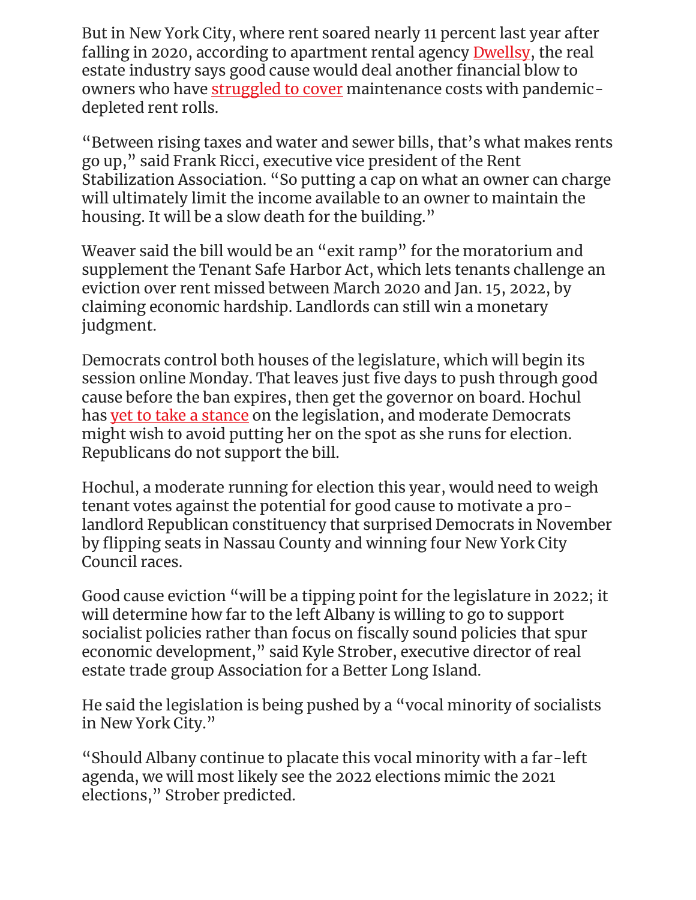But in New York City, where rent soared nearly 11 percent last year after falling in 2020, according to apartment rental agency Dwellsy, the real estate industry says good cause would deal another financial blow to owners who have struggled to cover maintenance costs with pandemic-depleted rent rolls.

"Between rising taxes and water and sewer bills, that's what makes rents go up," said Frank Ricci, executive vice president of the Rent Stabilization Association. "So putting a cap on what an owner can charge will ultimately limit the income available to an owner to maintain the housing. It will be a slow death for the building."

Weaver said the bill would be an "exit ramp" for the moratorium and supplement the Tenant Safe Harbor Act, which lets tenants challenge an eviction over rent missed between March 2020 and Jan. 15, 2022, by claiming economic hardship. Landlords can still win a monetary judgment.

Democrats control both houses of the legislature, which will begin its session online Monday. That leaves just five days to push through good cause before the ban expires, then get the governor on board. Hochul has yet to take a stance on the legislation, and moderate Democrats might wish to avoid putting her on the spot as she runs for election. Republicans do not support the bill.

Hochul, a moderate running for election this year, would need to weigh tenant votes against the potential for good cause to motivate a pro-landlord Republican constituency that surprised Democrats in November by flipping seats in Nassau County and winning four New York City Council races.

Good cause eviction "will be a tipping point for the legislature in 2022; it will determine how far to the left Albany is willing to go to support socialist policies rather than focus on fiscally sound policies that spur economic development," said Kyle Strober, executive director of real estate trade group Association for a Better Long Island.

He said the legislation is being pushed by a "vocal minority of socialists in New York City."

"Should Albany continue to placate this vocal minority with a far-left agenda, we will most likely see the 2022 elections mimic the 2021 elections," Strober predicted.